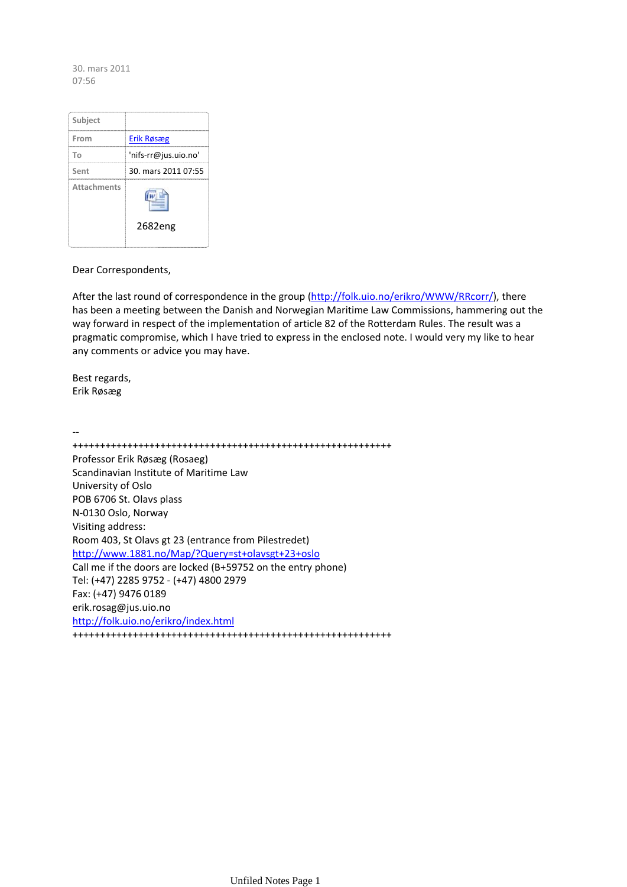30. mars 2011
07:56

| Subject | |
|---|---|
| From | Erik Røsæg |
| To | 'nifs-rr@jus.uio.no' |
| Sent | 30. mars 2011 07:55 |
| Attachments | 2682eng |

Dear Correspondents,

After the last round of correspondence in the group (http://folk.uio.no/erikro/WWW/RRcorr/), there has been a meeting between the Danish and Norwegian Maritime Law Commissions, hammering out the way forward in respect of the implementation of article 82 of the Rotterdam Rules. The result was a pragmatic compromise, which I have tried to express in the enclosed note. I would very my like to hear any comments or advice you may have.

Best regards,
Erik Røsæg

--
++++++++++++++++++++++++++++++++++++++++++++++++++++++++++++
Professor Erik Røsæg (Rosaeg)
Scandinavian Institute of Maritime Law
University of Oslo
POB 6706 St. Olavs plass
N-0130 Oslo, Norway
Visiting address:
Room 403, St Olavs gt 23 (entrance from Pilestredet)
http://www.1881.no/Map/?Query=st+olavsgt+23+oslo
Call me if the doors are locked (B+59752 on the entry phone)
Tel: (+47) 2285 9752 - (+47) 4800 2979
Fax: (+47) 9476 0189
erik.rosag@jus.uio.no
http://folk.uio.no/erikro/index.html
++++++++++++++++++++++++++++++++++++++++++++++++++++++++++++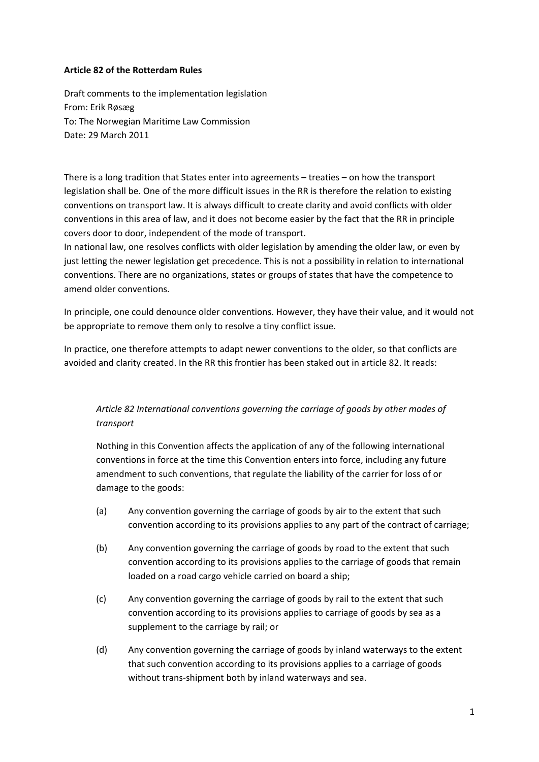**Article 82 of the Rotterdam Rules**

Draft comments to the implementation legislation
From: Erik Røsæg
To: The Norwegian Maritime Law Commission
Date: 29 March 2011

There is a long tradition that States enter into agreements – treaties – on how the transport legislation shall be. One of the more difficult issues in the RR is therefore the relation to existing conventions on transport law. It is always difficult to create clarity and avoid conflicts with older conventions in this area of law, and it does not become easier by the fact that the RR in principle covers door to door, independent of the mode of transport.
In national law, one resolves conflicts with older legislation by amending the older law, or even by just letting the newer legislation get precedence. This is not a possibility in relation to international conventions. There are no organizations, states or groups of states that have the competence to amend older conventions.

In principle, one could denounce older conventions. However, they have their value, and it would not be appropriate to remove them only to resolve a tiny conflict issue.

In practice, one therefore attempts to adapt newer conventions to the older, so that conflicts are avoided and clarity created. In the RR this frontier has been staked out in article 82. It reads:

> *Article 82 International conventions governing the carriage of goods by other modes of transport*
>
> Nothing in this Convention affects the application of any of the following international conventions in force at the time this Convention enters into force, including any future amendment to such conventions, that regulate the liability of the carrier for loss of or damage to the goods:
>
> (a) Any convention governing the carriage of goods by air to the extent that such convention according to its provisions applies to any part of the contract of carriage;
>
> (b) Any convention governing the carriage of goods by road to the extent that such convention according to its provisions applies to the carriage of goods that remain loaded on a road cargo vehicle carried on board a ship;
>
> (c) Any convention governing the carriage of goods by rail to the extent that such convention according to its provisions applies to carriage of goods by sea as a supplement to the carriage by rail; or
>
> (d) Any convention governing the carriage of goods by inland waterways to the extent that such convention according to its provisions applies to a carriage of goods without trans-shipment both by inland waterways and sea.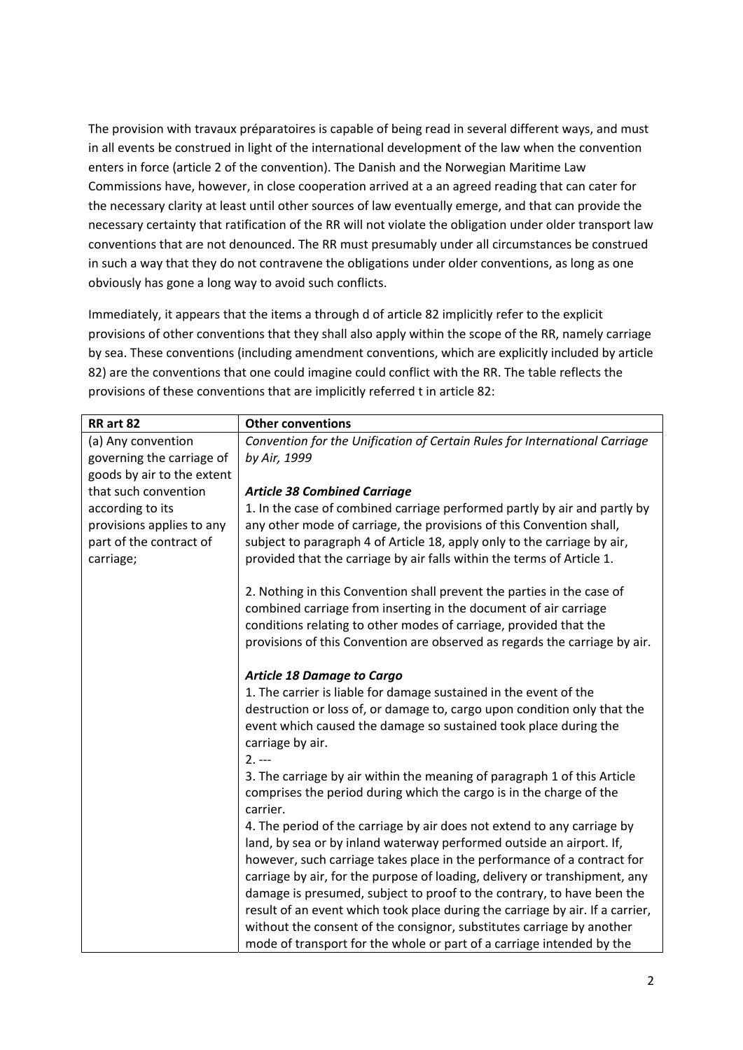The provision with travaux préparatoires is capable of being read in several different ways, and must in all events be construed in light of the international development of the law when the convention enters in force (article 2 of the convention). The Danish and the Norwegian Maritime Law Commissions have, however, in close cooperation arrived at a an agreed reading that can cater for the necessary clarity at least until other sources of law eventually emerge, and that can provide the necessary certainty that ratification of the RR will not violate the obligation under older transport law conventions that are not denounced. The RR must presumably under all circumstances be construed in such a way that they do not contravene the obligations under older conventions, as long as one obviously has gone a long way to avoid such conflicts.

Immediately, it appears that the items a through d of article 82 implicitly refer to the explicit provisions of other conventions that they shall also apply within the scope of the RR, namely carriage by sea. These conventions (including amendment conventions, which are explicitly included by article 82) are the conventions that one could imagine could conflict with the RR. The table reflects the provisions of these conventions that are implicitly referred t in article 82:

| RR art 82 | Other conventions |
|---|---|
| (a) Any convention governing the carriage of goods by air to the extent that such convention according to its provisions applies to any part of the contract of carriage; | *Convention for the Unification of Certain Rules for International Carriage by Air, 1999*<br><br>***Article 38 Combined Carriage***<br>1. In the case of combined carriage performed partly by air and partly by any other mode of carriage, the provisions of this Convention shall, subject to paragraph 4 of Article 18, apply only to the carriage by air, provided that the carriage by air falls within the terms of Article 1.<br><br>2. Nothing in this Convention shall prevent the parties in the case of combined carriage from inserting in the document of air carriage conditions relating to other modes of carriage, provided that the provisions of this Convention are observed as regards the carriage by air.<br><br>***Article 18 Damage to Cargo***<br>1. The carrier is liable for damage sustained in the event of the destruction or loss of, or damage to, cargo upon condition only that the event which caused the damage so sustained took place during the carriage by air.<br>2. ---<br>3. The carriage by air within the meaning of paragraph 1 of this Article comprises the period during which the cargo is in the charge of the carrier.<br>4. The period of the carriage by air does not extend to any carriage by land, by sea or by inland waterway performed outside an airport. If, however, such carriage takes place in the performance of a contract for carriage by air, for the purpose of loading, delivery or transhipment, any damage is presumed, subject to proof to the contrary, to have been the result of an event which took place during the carriage by air. If a carrier, without the consent of the consignor, substitutes carriage by another mode of transport for the whole or part of a carriage intended by the |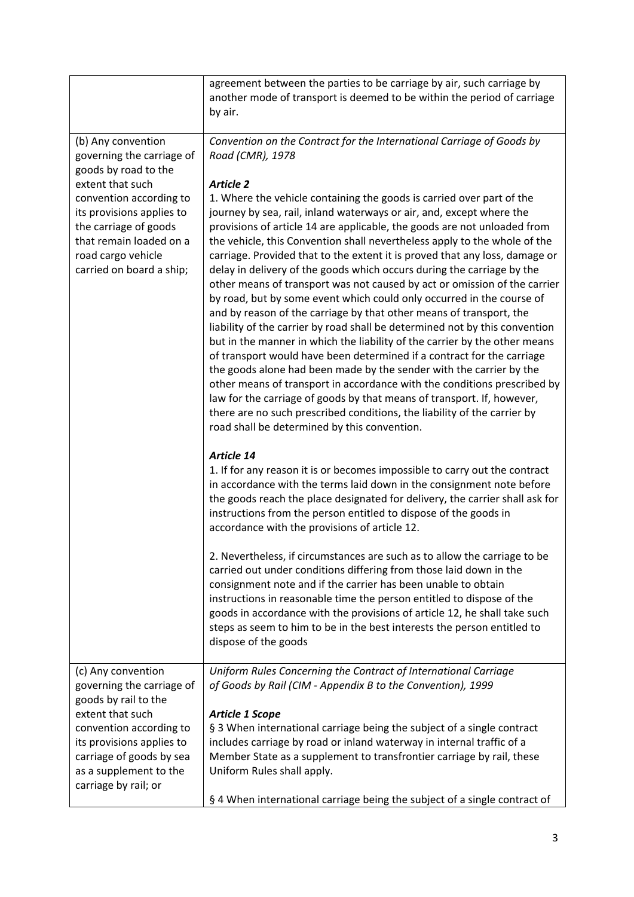| | |
|---|---|
| | agreement between the parties to be carriage by air, such carriage by another mode of transport is deemed to be within the period of carriage by air. |
| (b) Any convention governing the carriage of goods by road to the extent that such convention according to its provisions applies to the carriage of goods that remain loaded on a road cargo vehicle carried on board a ship; | *Convention on the Contract for the International Carriage of Goods by Road (CMR), 1978*<br><br>***Article 2***<br>1. Where the vehicle containing the goods is carried over part of the journey by sea, rail, inland waterways or air, and, except where the provisions of article 14 are applicable, the goods are not unloaded from the vehicle, this Convention shall nevertheless apply to the whole of the carriage. Provided that to the extent it is proved that any loss, damage or delay in delivery of the goods which occurs during the carriage by the other means of transport was not caused by act or omission of the carrier by road, but by some event which could only occurred in the course of and by reason of the carriage by that other means of transport, the liability of the carrier by road shall be determined not by this convention but in the manner in which the liability of the carrier by the other means of transport would have been determined if a contract for the carriage the goods alone had been made by the sender with the carrier by the other means of transport in accordance with the conditions prescribed by law for the carriage of goods by that means of transport. If, however, there are no such prescribed conditions, the liability of the carrier by road shall be determined by this convention.<br><br>***Article 14***<br>1. If for any reason it is or becomes impossible to carry out the contract in accordance with the terms laid down in the consignment note before the goods reach the place designated for delivery, the carrier shall ask for instructions from the person entitled to dispose of the goods in accordance with the provisions of article 12.<br><br>2. Nevertheless, if circumstances are such as to allow the carriage to be carried out under conditions differing from those laid down in the consignment note and if the carrier has been unable to obtain instructions in reasonable time the person entitled to dispose of the goods in accordance with the provisions of article 12, he shall take such steps as seem to him to be in the best interests the person entitled to dispose of the goods |
| (c) Any convention governing the carriage of goods by rail to the extent that such convention according to its provisions applies to carriage of goods by sea as a supplement to the carriage by rail; or | *Uniform Rules Concerning the Contract of International Carriage of Goods by Rail (CIM - Appendix B to the Convention), 1999*<br><br>***Article 1 Scope***<br>§ 3 When international carriage being the subject of a single contract includes carriage by road or inland waterway in internal traffic of a Member State as a supplement to transfrontier carriage by rail, these Uniform Rules shall apply.<br><br>§ 4 When international carriage being the subject of a single contract of |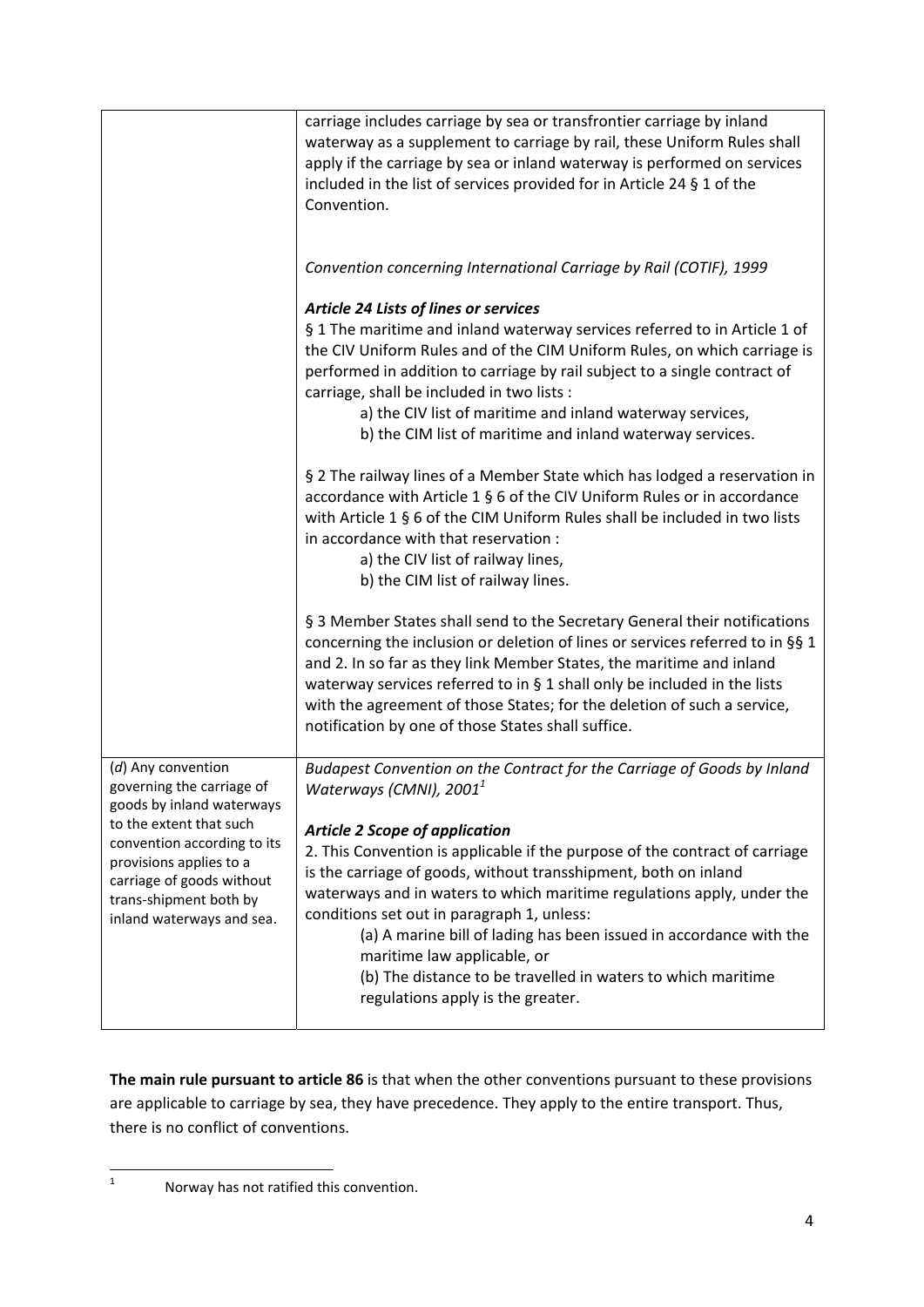| | |
|---|---|
| | carriage includes carriage by sea or transfrontier carriage by inland waterway as a supplement to carriage by rail, these Uniform Rules shall apply if the carriage by sea or inland waterway is performed on services included in the list of services provided for in Article 24 § 1 of the Convention.<br><br>*Convention concerning International Carriage by Rail (COTIF), 1999*<br><br>***Article 24 Lists of lines or services***<br>§ 1 The maritime and inland waterway services referred to in Article 1 of the CIV Uniform Rules and of the CIM Uniform Rules, on which carriage is performed in addition to carriage by rail subject to a single contract of carriage, shall be included in two lists :<br>a) the CIV list of maritime and inland waterway services,<br>b) the CIM list of maritime and inland waterway services.<br><br>§ 2 The railway lines of a Member State which has lodged a reservation in accordance with Article 1 § 6 of the CIV Uniform Rules or in accordance with Article 1 § 6 of the CIM Uniform Rules shall be included in two lists in accordance with that reservation :<br>a) the CIV list of railway lines,<br>b) the CIM list of railway lines.<br><br>§ 3 Member States shall send to the Secretary General their notifications concerning the inclusion or deletion of lines or services referred to in §§ 1 and 2. In so far as they link Member States, the maritime and inland waterway services referred to in § 1 shall only be included in the lists with the agreement of those States; for the deletion of such a service, notification by one of those States shall suffice. |
| (*d*) Any convention governing the carriage of goods by inland waterways to the extent that such convention according to its provisions applies to a carriage of goods without trans-shipment both by inland waterways and sea. | *Budapest Convention on the Contract for the Carriage of Goods by Inland Waterways (CMNI), 2001*[1]<br><br>***Article 2 Scope of application***<br>2. This Convention is applicable if the purpose of the contract of carriage is the carriage of goods, without transshipment, both on inland waterways and in waters to which maritime regulations apply, under the conditions set out in paragraph 1, unless:<br>(a) A marine bill of lading has been issued in accordance with the maritime law applicable, or<br>(b) The distance to be travelled in waters to which maritime regulations apply is the greater. |

**The main rule pursuant to article 86** is that when the other conventions pursuant to these provisions are applicable to carriage by sea, they have precedence. They apply to the entire transport. Thus, there is no conflict of conventions.

[1] Norway has not ratified this convention.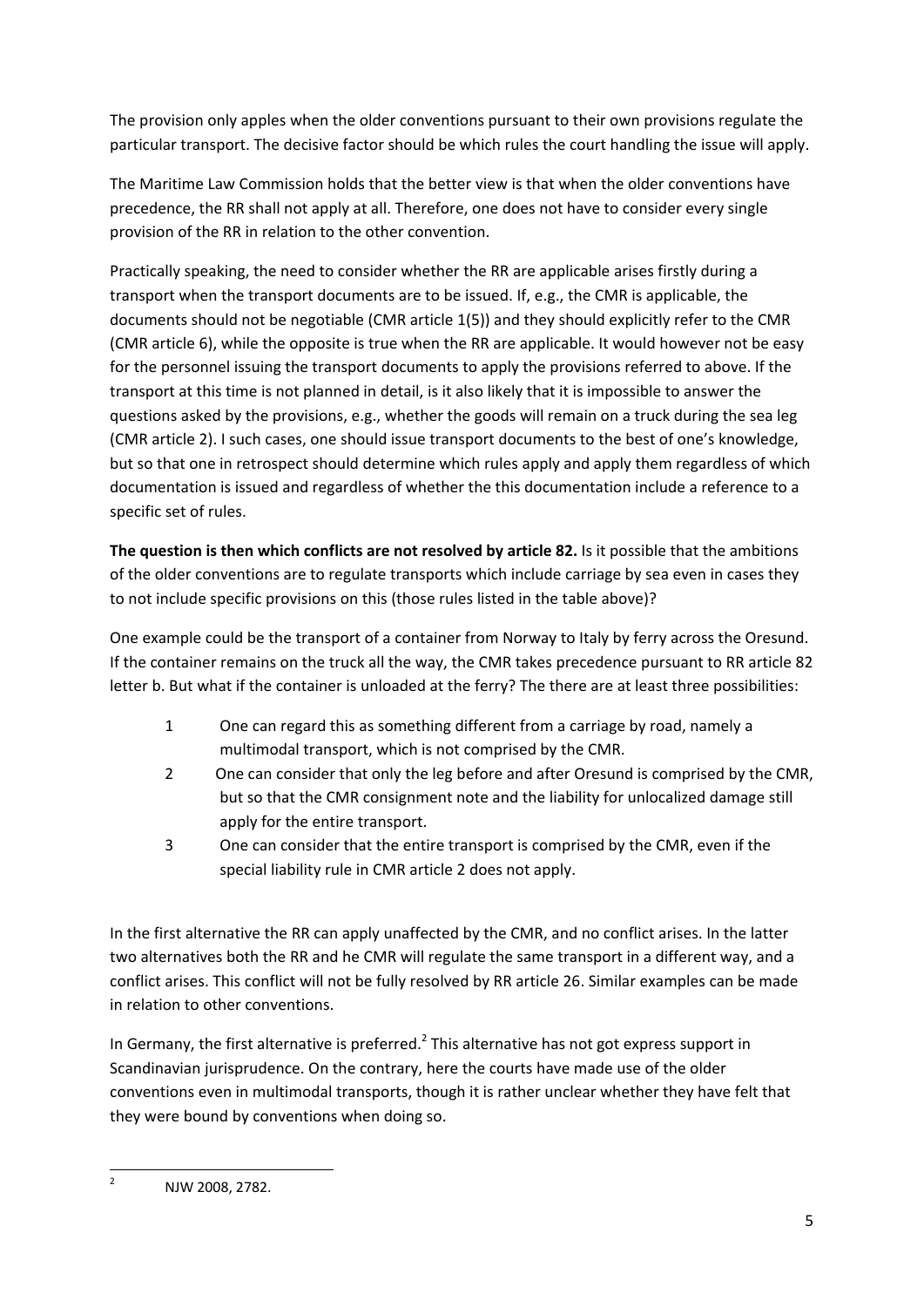The provision only apples when the older conventions pursuant to their own provisions regulate the particular transport. The decisive factor should be which rules the court handling the issue will apply.

The Maritime Law Commission holds that the better view is that when the older conventions have precedence, the RR shall not apply at all. Therefore, one does not have to consider every single provision of the RR in relation to the other convention.

Practically speaking, the need to consider whether the RR are applicable arises firstly during a transport when the transport documents are to be issued. If, e.g., the CMR is applicable, the documents should not be negotiable (CMR article 1(5)) and they should explicitly refer to the CMR (CMR article 6), while the opposite is true when the RR are applicable. It would however not be easy for the personnel issuing the transport documents to apply the provisions referred to above. If the transport at this time is not planned in detail, is it also likely that it is impossible to answer the questions asked by the provisions, e.g., whether the goods will remain on a truck during the sea leg (CMR article 2). I such cases, one should issue transport documents to the best of one's knowledge, but so that one in retrospect should determine which rules apply and apply them regardless of which documentation is issued and regardless of whether the this documentation include a reference to a specific set of rules.

**The question is then which conflicts are not resolved by article 82.** Is it possible that the ambitions of the older conventions are to regulate transports which include carriage by sea even in cases they to not include specific provisions on this (those rules listed in the table above)?

One example could be the transport of a container from Norway to Italy by ferry across the Oresund. If the container remains on the truck all the way, the CMR takes precedence pursuant to RR article 82 letter b. But what if the container is unloaded at the ferry? The there are at least three possibilities:

1. One can regard this as something different from a carriage by road, namely a multimodal transport, which is not comprised by the CMR.
2. One can consider that only the leg before and after Oresund is comprised by the CMR, but so that the CMR consignment note and the liability for unlocalized damage still apply for the entire transport.
3. One can consider that the entire transport is comprised by the CMR, even if the special liability rule in CMR article 2 does not apply.

In the first alternative the RR can apply unaffected by the CMR, and no conflict arises. In the latter two alternatives both the RR and he CMR will regulate the same transport in a different way, and a conflict arises. This conflict will not be fully resolved by RR article 26. Similar examples can be made in relation to other conventions.

In Germany, the first alternative is preferred.[2] This alternative has not got express support in Scandinavian jurisprudence. On the contrary, here the courts have made use of the older conventions even in multimodal transports, though it is rather unclear whether they have felt that they were bound by conventions when doing so.

[2] NJW 2008, 2782.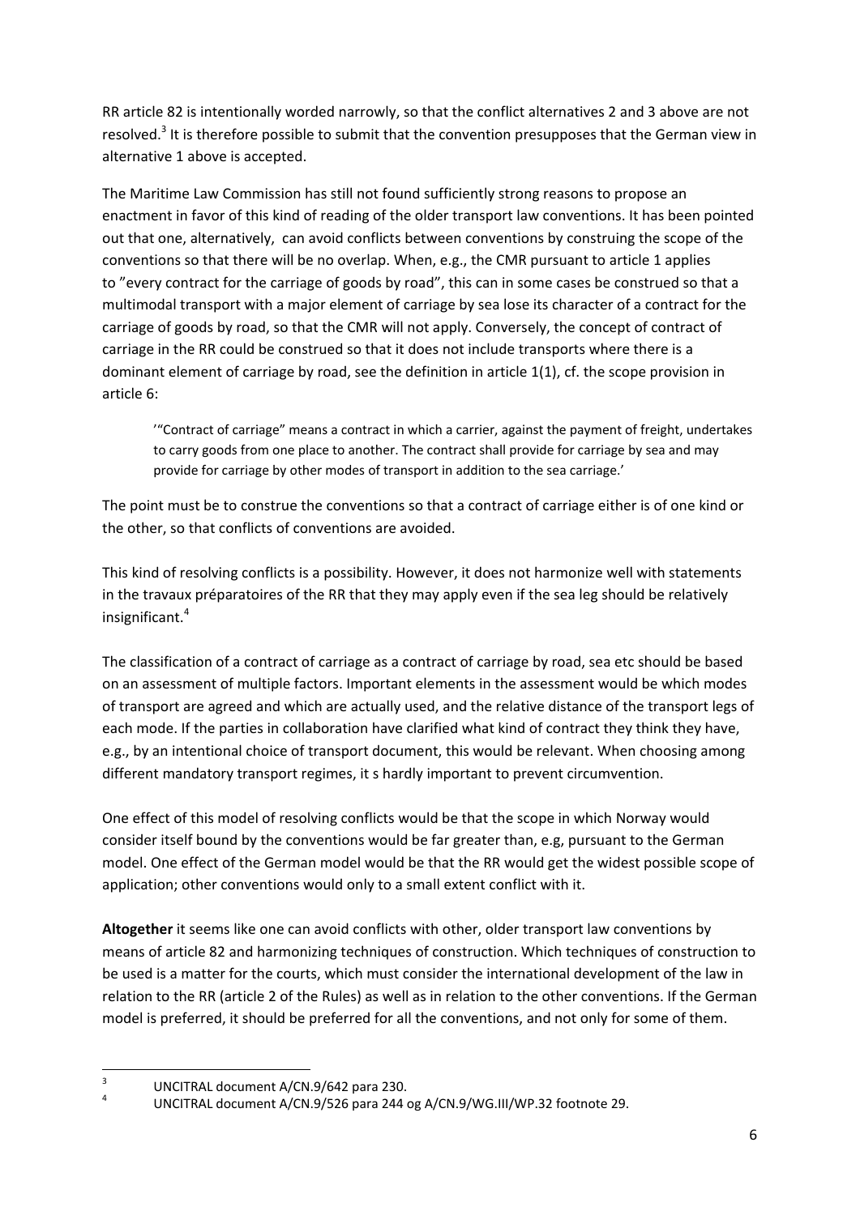RR article 82 is intentionally worded narrowly, so that the conflict alternatives 2 and 3 above are not resolved.[3] It is therefore possible to submit that the convention presupposes that the German view in alternative 1 above is accepted.

The Maritime Law Commission has still not found sufficiently strong reasons to propose an enactment in favor of this kind of reading of the older transport law conventions. It has been pointed out that one, alternatively, can avoid conflicts between conventions by construing the scope of the conventions so that there will be no overlap. When, e.g., the CMR pursuant to article 1 applies to "every contract for the carriage of goods by road", this can in some cases be construed so that a multimodal transport with a major element of carriage by sea lose its character of a contract for the carriage of goods by road, so that the CMR will not apply. Conversely, the concept of contract of carriage in the RR could be construed so that it does not include transports where there is a dominant element of carriage by road, see the definition in article 1(1), cf. the scope provision in article 6:

> '"Contract of carriage" means a contract in which a carrier, against the payment of freight, undertakes to carry goods from one place to another. The contract shall provide for carriage by sea and may provide for carriage by other modes of transport in addition to the sea carriage.'

The point must be to construe the conventions so that a contract of carriage either is of one kind or the other, so that conflicts of conventions are avoided.

This kind of resolving conflicts is a possibility. However, it does not harmonize well with statements in the travaux préparatoires of the RR that they may apply even if the sea leg should be relatively insignificant.[4]

The classification of a contract of carriage as a contract of carriage by road, sea etc should be based on an assessment of multiple factors. Important elements in the assessment would be which modes of transport are agreed and which are actually used, and the relative distance of the transport legs of each mode. If the parties in collaboration have clarified what kind of contract they think they have, e.g., by an intentional choice of transport document, this would be relevant. When choosing among different mandatory transport regimes, it s hardly important to prevent circumvention.

One effect of this model of resolving conflicts would be that the scope in which Norway would consider itself bound by the conventions would be far greater than, e.g, pursuant to the German model. One effect of the German model would be that the RR would get the widest possible scope of application; other conventions would only to a small extent conflict with it.

**Altogether** it seems like one can avoid conflicts with other, older transport law conventions by means of article 82 and harmonizing techniques of construction. Which techniques of construction to be used is a matter for the courts, which must consider the international development of the law in relation to the RR (article 2 of the Rules) as well as in relation to the other conventions. If the German model is preferred, it should be preferred for all the conventions, and not only for some of them.

---

[3] UNCITRAL document A/CN.9/642 para 230.

[4] UNCITRAL document A/CN.9/526 para 244 og A/CN.9/WG.III/WP.32 footnote 29.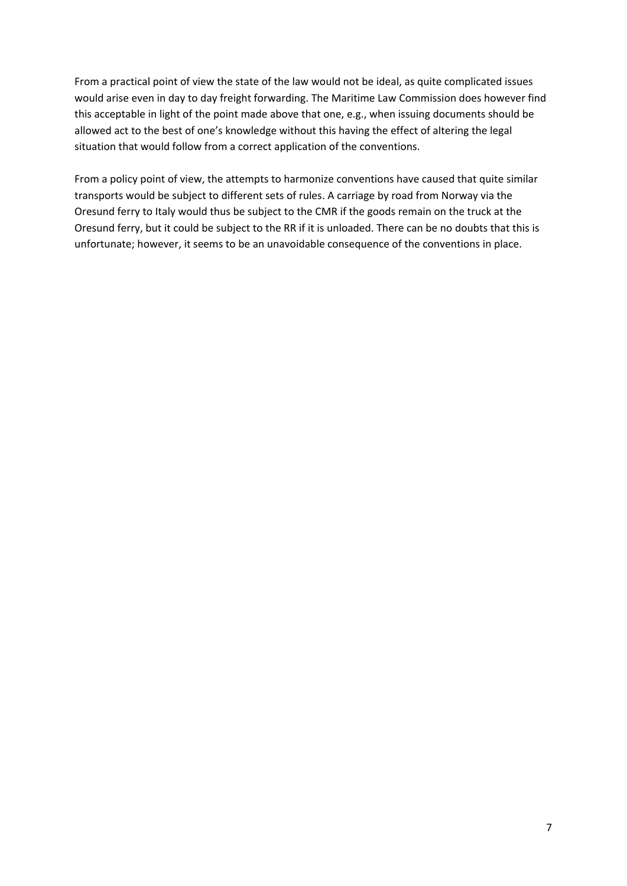From a practical point of view the state of the law would not be ideal, as quite complicated issues would arise even in day to day freight forwarding. The Maritime Law Commission does however find this acceptable in light of the point made above that one, e.g., when issuing documents should be allowed act to the best of one's knowledge without this having the effect of altering the legal situation that would follow from a correct application of the conventions.

From a policy point of view, the attempts to harmonize conventions have caused that quite similar transports would be subject to different sets of rules. A carriage by road from Norway via the Oresund ferry to Italy would thus be subject to the CMR if the goods remain on the truck at the Oresund ferry, but it could be subject to the RR if it is unloaded. There can be no doubts that this is unfortunate; however, it seems to be an unavoidable consequence of the conventions in place.